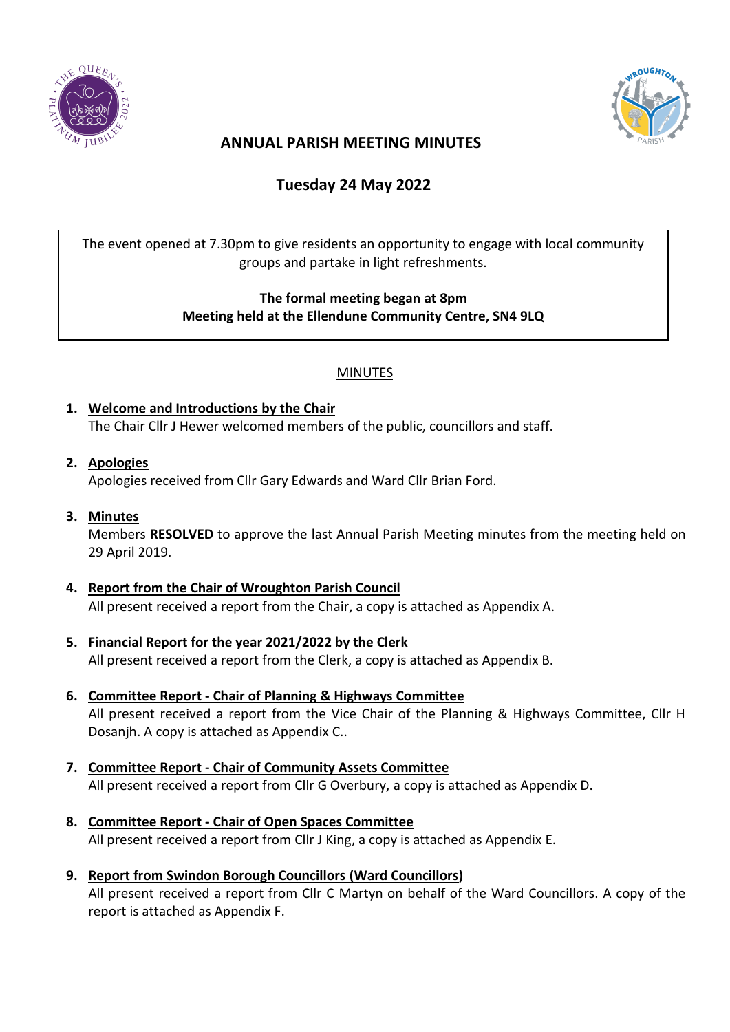# ANNUAL PARISH MEETING MINUTES

## Tuesday 24 May 2022

The event opened at 7.30pm to give residents an opportunity to engage with local community groups and partake in light refreshments.

**The formal meeting began at 8pm**
**Meeting held at the Ellendune Community Centre, SN4 9LQ**

MINUTES

1. **Welcome and Introductions by the Chair**
   The Chair Cllr J Hewer welcomed members of the public, councillors and staff.

2. **Apologies**
   Apologies received from Cllr Gary Edwards and Ward Cllr Brian Ford.

3. **Minutes**
   Members **RESOLVED** to approve the last Annual Parish Meeting minutes from the meeting held on 29 April 2019.

4. **Report from the Chair of Wroughton Parish Council**
   All present received a report from the Chair, a copy is attached as Appendix A.

5. **Financial Report for the year 2021/2022 by the Clerk**
   All present received a report from the Clerk, a copy is attached as Appendix B.

6. **Committee Report - Chair of Planning & Highways Committee**
   All present received a report from the Vice Chair of the Planning & Highways Committee, Cllr H Dosanjh. A copy is attached as Appendix C..

7. **Committee Report - Chair of Community Assets Committee**
   All present received a report from Cllr G Overbury, a copy is attached as Appendix D.

8. **Committee Report - Chair of Open Spaces Committee**
   All present received a report from Cllr J King, a copy is attached as Appendix E.

9. **Report from Swindon Borough Councillors (Ward Councillors)**
   All present received a report from Cllr C Martyn on behalf of the Ward Councillors. A copy of the report is attached as Appendix F.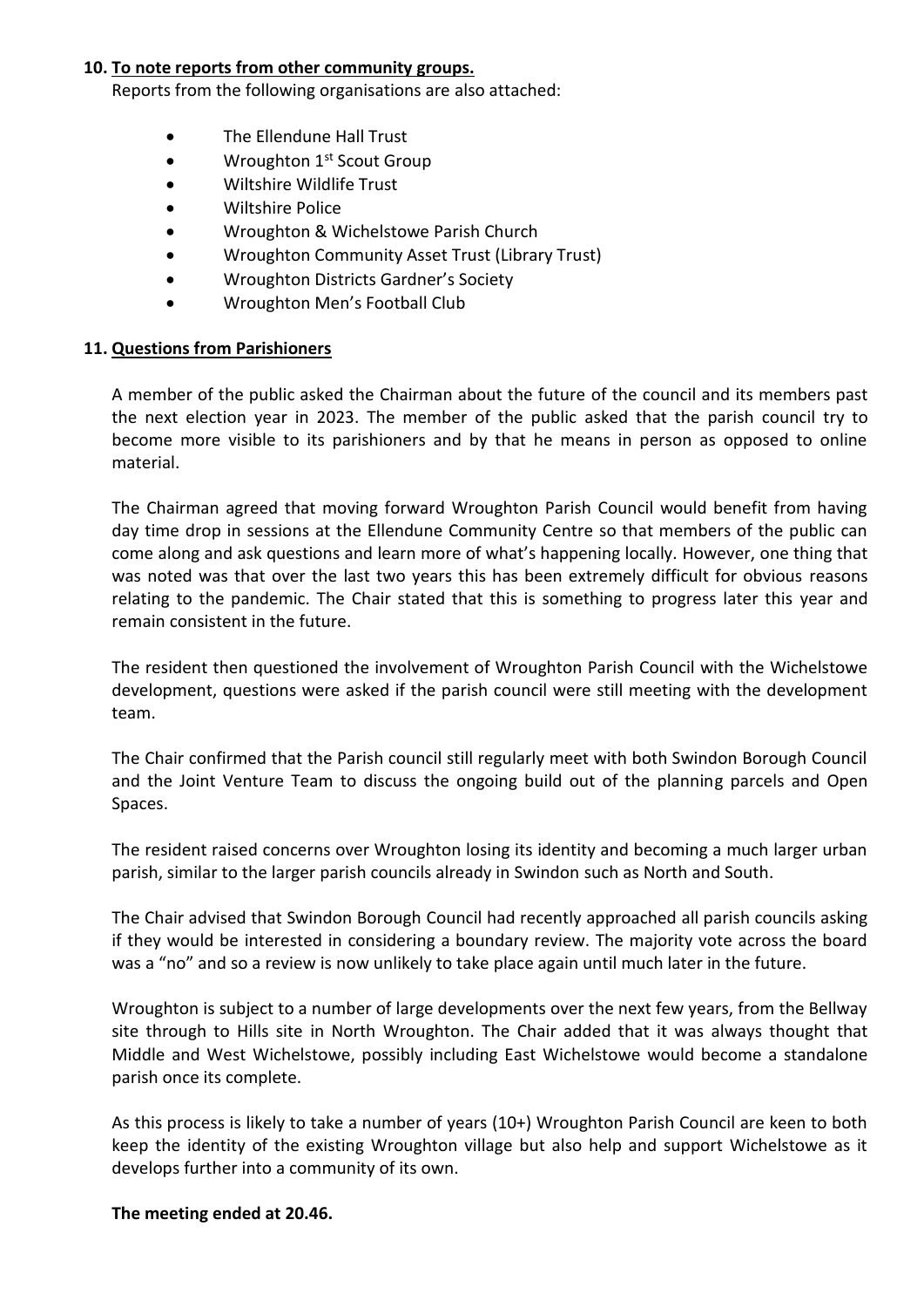**10. To note reports from other community groups.**

Reports from the following organisations are also attached:

- The Ellendune Hall Trust
- Wroughton 1st Scout Group
- Wiltshire Wildlife Trust
- Wiltshire Police
- Wroughton & Wichelstowe Parish Church
- Wroughton Community Asset Trust (Library Trust)
- Wroughton Districts Gardner's Society
- Wroughton Men's Football Club

**11. Questions from Parishioners**

A member of the public asked the Chairman about the future of the council and its members past the next election year in 2023. The member of the public asked that the parish council try to become more visible to its parishioners and by that he means in person as opposed to online material.

The Chairman agreed that moving forward Wroughton Parish Council would benefit from having day time drop in sessions at the Ellendune Community Centre so that members of the public can come along and ask questions and learn more of what's happening locally. However, one thing that was noted was that over the last two years this has been extremely difficult for obvious reasons relating to the pandemic. The Chair stated that this is something to progress later this year and remain consistent in the future.

The resident then questioned the involvement of Wroughton Parish Council with the Wichelstowe development, questions were asked if the parish council were still meeting with the development team.

The Chair confirmed that the Parish council still regularly meet with both Swindon Borough Council and the Joint Venture Team to discuss the ongoing build out of the planning parcels and Open Spaces.

The resident raised concerns over Wroughton losing its identity and becoming a much larger urban parish, similar to the larger parish councils already in Swindon such as North and South.

The Chair advised that Swindon Borough Council had recently approached all parish councils asking if they would be interested in considering a boundary review. The majority vote across the board was a "no" and so a review is now unlikely to take place again until much later in the future.

Wroughton is subject to a number of large developments over the next few years, from the Bellway site through to Hills site in North Wroughton. The Chair added that it was always thought that Middle and West Wichelstowe, possibly including East Wichelstowe would become a standalone parish once its complete.

As this process is likely to take a number of years (10+) Wroughton Parish Council are keen to both keep the identity of the existing Wroughton village but also help and support Wichelstowe as it develops further into a community of its own.

**The meeting ended at 20.46.**